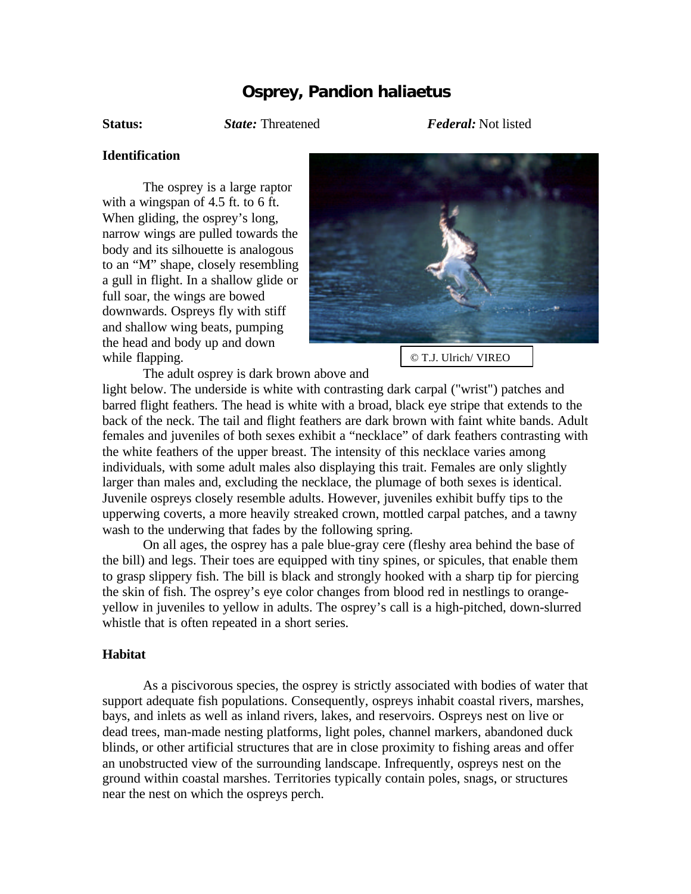# Osprey, Pandion haliaetus

**Status:** *State:* Threatened *Federal:* Not listed

## Identification

The osprey is a large raptor with a wingspan of 4.5 ft. to 6 ft. When gliding, the osprey's long, narrow wings are pulled towards the body and its silhouette is analogous to an "M" shape, closely resembling a gull in flight. In a shallow glide or full soar, the wings are bowed downwards. Ospreys fly with stiff and shallow wing beats, pumping the head and body up and down while flapping.

© T.J. Ulrich/ VIREO

The adult osprey is dark brown above and light below. The underside is white with contrasting dark carpal ("wrist") patches and barred flight feathers. The head is white with a broad, black eye stripe that extends to the back of the neck. The tail and flight feathers are dark brown with faint white bands. Adult females and juveniles of both sexes exhibit a "necklace" of dark feathers contrasting with the white feathers of the upper breast. The intensity of this necklace varies among individuals, with some adult males also displaying this trait. Females are only slightly larger than males and, excluding the necklace, the plumage of both sexes is identical. Juvenile ospreys closely resemble adults. However, juveniles exhibit buffy tips to the upperwing coverts, a more heavily streaked crown, mottled carpal patches, and a tawny wash to the underwing that fades by the following spring.

On all ages, the osprey has a pale blue-gray cere (fleshy area behind the base of the bill) and legs. Their toes are equipped with tiny spines, or spicules, that enable them to grasp slippery fish. The bill is black and strongly hooked with a sharp tip for piercing the skin of fish. The osprey's eye color changes from blood red in nestlings to orange-yellow in juveniles to yellow in adults. The osprey's call is a high-pitched, down-slurred whistle that is often repeated in a short series.

## Habitat

As a piscivorous species, the osprey is strictly associated with bodies of water that support adequate fish populations. Consequently, ospreys inhabit coastal rivers, marshes, bays, and inlets as well as inland rivers, lakes, and reservoirs. Ospreys nest on live or dead trees, man-made nesting platforms, light poles, channel markers, abandoned duck blinds, or other artificial structures that are in close proximity to fishing areas and offer an unobstructed view of the surrounding landscape. Infrequently, ospreys nest on the ground within coastal marshes. Territories typically contain poles, snags, or structures near the nest on which the ospreys perch.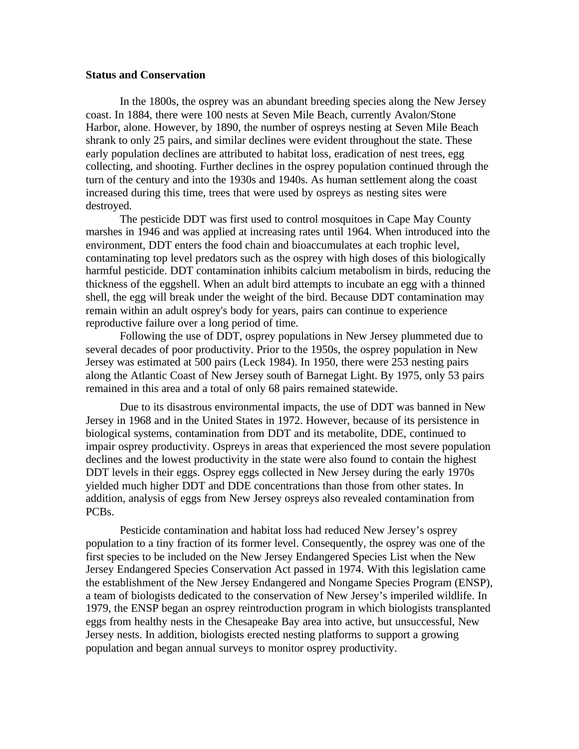**Status and Conservation**

In the 1800s, the osprey was an abundant breeding species along the New Jersey coast. In 1884, there were 100 nests at Seven Mile Beach, currently Avalon/Stone Harbor, alone. However, by 1890, the number of ospreys nesting at Seven Mile Beach shrank to only 25 pairs, and similar declines were evident throughout the state. These early population declines are attributed to habitat loss, eradication of nest trees, egg collecting, and shooting. Further declines in the osprey population continued through the turn of the century and into the 1930s and 1940s. As human settlement along the coast increased during this time, trees that were used by ospreys as nesting sites were destroyed.

The pesticide DDT was first used to control mosquitoes in Cape May County marshes in 1946 and was applied at increasing rates until 1964. When introduced into the environment, DDT enters the food chain and bioaccumulates at each trophic level, contaminating top level predators such as the osprey with high doses of this biologically harmful pesticide. DDT contamination inhibits calcium metabolism in birds, reducing the thickness of the eggshell. When an adult bird attempts to incubate an egg with a thinned shell, the egg will break under the weight of the bird. Because DDT contamination may remain within an adult osprey's body for years, pairs can continue to experience reproductive failure over a long period of time.

Following the use of DDT, osprey populations in New Jersey plummeted due to several decades of poor productivity. Prior to the 1950s, the osprey population in New Jersey was estimated at 500 pairs (Leck 1984). In 1950, there were 253 nesting pairs along the Atlantic Coast of New Jersey south of Barnegat Light. By 1975, only 53 pairs remained in this area and a total of only 68 pairs remained statewide.

Due to its disastrous environmental impacts, the use of DDT was banned in New Jersey in 1968 and in the United States in 1972. However, because of its persistence in biological systems, contamination from DDT and its metabolite, DDE, continued to impair osprey productivity. Ospreys in areas that experienced the most severe population declines and the lowest productivity in the state were also found to contain the highest DDT levels in their eggs. Osprey eggs collected in New Jersey during the early 1970s yielded much higher DDT and DDE concentrations than those from other states. In addition, analysis of eggs from New Jersey ospreys also revealed contamination from PCBs.

Pesticide contamination and habitat loss had reduced New Jersey's osprey population to a tiny fraction of its former level. Consequently, the osprey was one of the first species to be included on the New Jersey Endangered Species List when the New Jersey Endangered Species Conservation Act passed in 1974. With this legislation came the establishment of the New Jersey Endangered and Nongame Species Program (ENSP), a team of biologists dedicated to the conservation of New Jersey's imperiled wildlife. In 1979, the ENSP began an osprey reintroduction program in which biologists transplanted eggs from healthy nests in the Chesapeake Bay area into active, but unsuccessful, New Jersey nests. In addition, biologists erected nesting platforms to support a growing population and began annual surveys to monitor osprey productivity.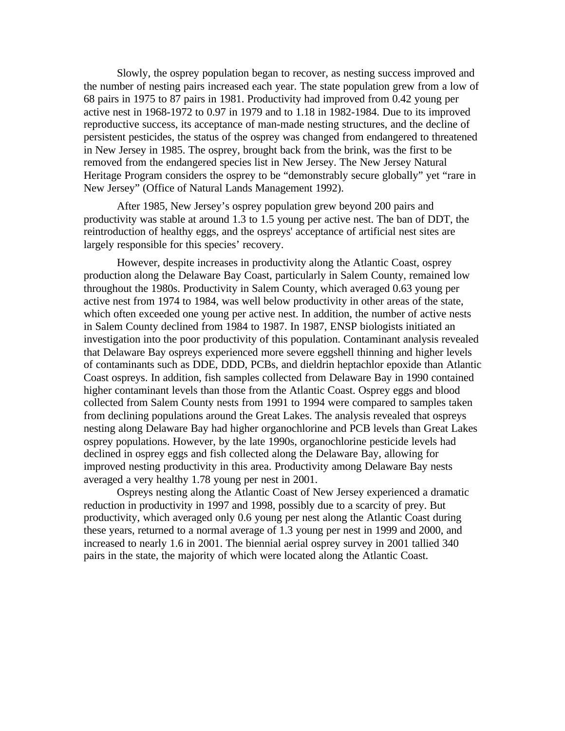Slowly, the osprey population began to recover, as nesting success improved and the number of nesting pairs increased each year. The state population grew from a low of 68 pairs in 1975 to 87 pairs in 1981. Productivity had improved from 0.42 young per active nest in 1968-1972 to 0.97 in 1979 and to 1.18 in 1982-1984. Due to its improved reproductive success, its acceptance of man-made nesting structures, and the decline of persistent pesticides, the status of the osprey was changed from endangered to threatened in New Jersey in 1985. The osprey, brought back from the brink, was the first to be removed from the endangered species list in New Jersey. The New Jersey Natural Heritage Program considers the osprey to be "demonstrably secure globally" yet "rare in New Jersey" (Office of Natural Lands Management 1992).

After 1985, New Jersey's osprey population grew beyond 200 pairs and productivity was stable at around 1.3 to 1.5 young per active nest. The ban of DDT, the reintroduction of healthy eggs, and the ospreys' acceptance of artificial nest sites are largely responsible for this species' recovery.

However, despite increases in productivity along the Atlantic Coast, osprey production along the Delaware Bay Coast, particularly in Salem County, remained low throughout the 1980s. Productivity in Salem County, which averaged 0.63 young per active nest from 1974 to 1984, was well below productivity in other areas of the state, which often exceeded one young per active nest. In addition, the number of active nests in Salem County declined from 1984 to 1987. In 1987, ENSP biologists initiated an investigation into the poor productivity of this population. Contaminant analysis revealed that Delaware Bay ospreys experienced more severe eggshell thinning and higher levels of contaminants such as DDE, DDD, PCBs, and dieldrin heptachlor epoxide than Atlantic Coast ospreys. In addition, fish samples collected from Delaware Bay in 1990 contained higher contaminant levels than those from the Atlantic Coast. Osprey eggs and blood collected from Salem County nests from 1991 to 1994 were compared to samples taken from declining populations around the Great Lakes. The analysis revealed that ospreys nesting along Delaware Bay had higher organochlorine and PCB levels than Great Lakes osprey populations. However, by the late 1990s, organochlorine pesticide levels had declined in osprey eggs and fish collected along the Delaware Bay, allowing for improved nesting productivity in this area. Productivity among Delaware Bay nests averaged a very healthy 1.78 young per nest in 2001.

Ospreys nesting along the Atlantic Coast of New Jersey experienced a dramatic reduction in productivity in 1997 and 1998, possibly due to a scarcity of prey. But productivity, which averaged only 0.6 young per nest along the Atlantic Coast during these years, returned to a normal average of 1.3 young per nest in 1999 and 2000, and increased to nearly 1.6 in 2001. The biennial aerial osprey survey in 2001 tallied 340 pairs in the state, the majority of which were located along the Atlantic Coast.